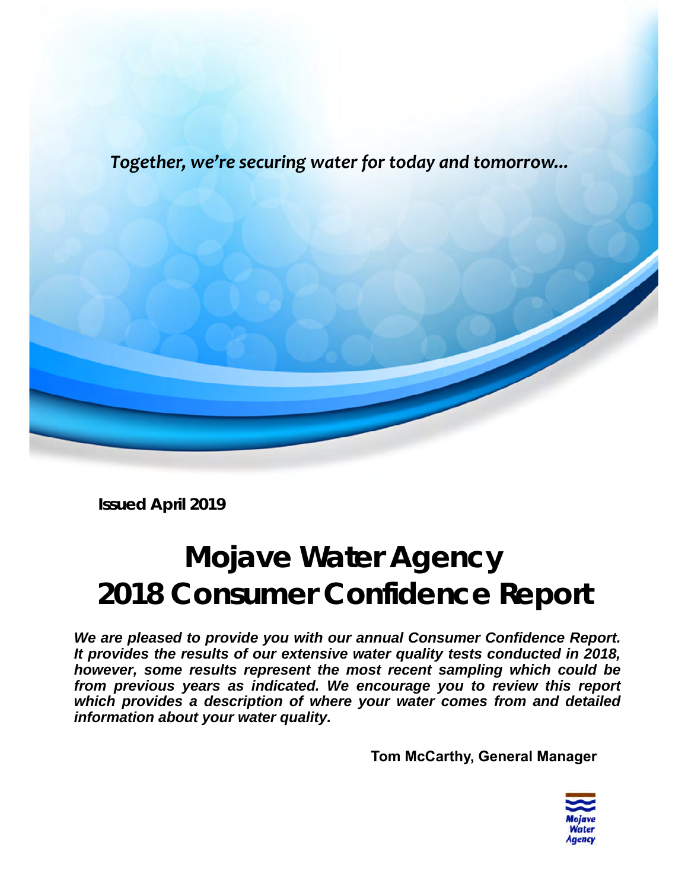*Together, we're securing water for today and tomorrow…*

**Issued April 2019**

# Mojave Water Agency
# 2018 Consumer Confidence Report

***We are pleased to provide you with our annual Consumer Confidence Report. It provides the results of our extensive water quality tests conducted in 2018, however, some results represent the most recent sampling which could be from previous years as indicated. We encourage you to review this report which provides a description of where your water comes from and detailed information about your water quality.***

**Tom McCarthy, General Manager**

Mojave Water Agency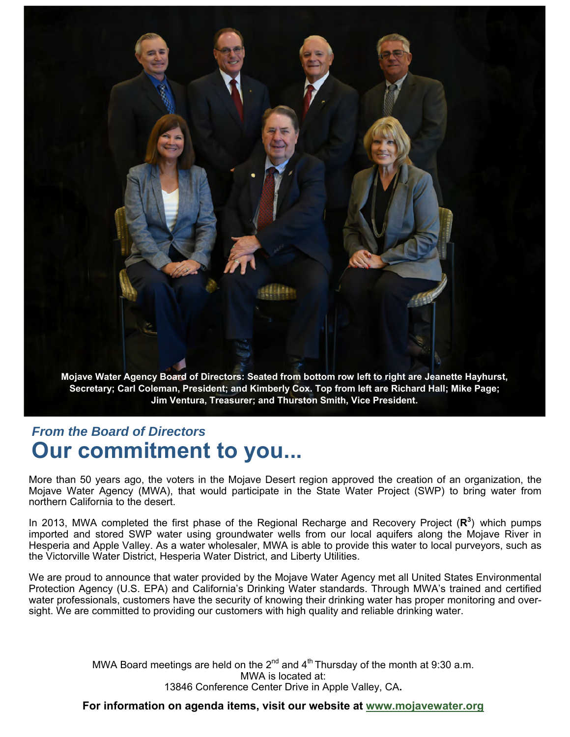Mojave Water Agency Board of Directors: Seated from bottom row left to right are Jeanette Hayhurst, Secretary; Carl Coleman, President; and Kimberly Cox. Top from left are Richard Hall; Mike Page; Jim Ventura, Treasurer; and Thurston Smith, Vice President.

*From the Board of Directors*

# Our commitment to you...

More than 50 years ago, the voters in the Mojave Desert region approved the creation of an organization, the Mojave Water Agency (MWA), that would participate in the State Water Project (SWP) to bring water from northern California to the desert.

In 2013, MWA completed the first phase of the Regional Recharge and Recovery Project (**R$^3$**) which pumps imported and stored SWP water using groundwater wells from our local aquifers along the Mojave River in Hesperia and Apple Valley. As a water wholesaler, MWA is able to provide this water to local purveyors, such as the Victorville Water District, Hesperia Water District, and Liberty Utilities.

We are proud to announce that water provided by the Mojave Water Agency met all United States Environmental Protection Agency (U.S. EPA) and California's Drinking Water standards. Through MWA's trained and certified water professionals, customers have the security of knowing their drinking water has proper monitoring and oversight. We are committed to providing our customers with high quality and reliable drinking water.

MWA Board meetings are held on the 2nd and 4th Thursday of the month at 9:30 a.m.
MWA is located at:
13846 Conference Center Drive in Apple Valley, CA.

**For information on agenda items, visit our website at www.mojavewater.org**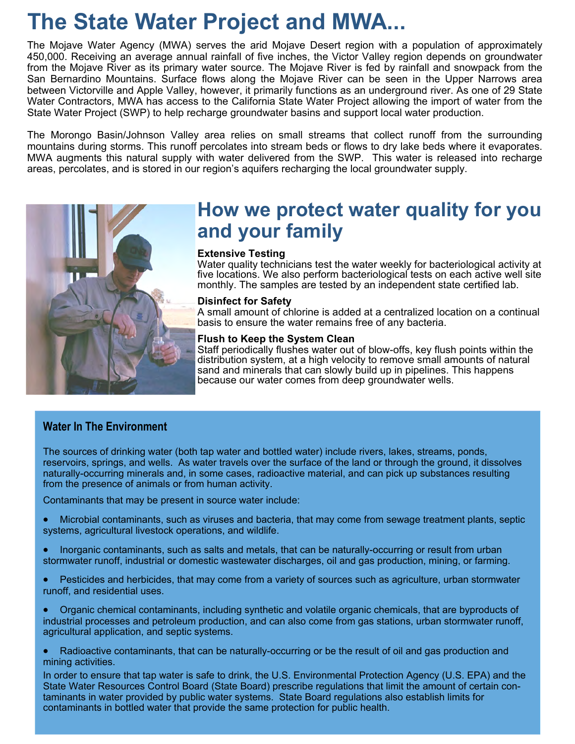# The State Water Project and MWA...

The Mojave Water Agency (MWA) serves the arid Mojave Desert region with a population of approximately 450,000. Receiving an average annual rainfall of five inches, the Victor Valley region depends on groundwater from the Mojave River as its primary water source. The Mojave River is fed by rainfall and snowpack from the San Bernardino Mountains. Surface flows along the Mojave River can be seen in the Upper Narrows area between Victorville and Apple Valley, however, it primarily functions as an underground river. As one of 29 State Water Contractors, MWA has access to the California State Water Project allowing the import of water from the State Water Project (SWP) to help recharge groundwater basins and support local water production.

The Morongo Basin/Johnson Valley area relies on small streams that collect runoff from the surrounding mountains during storms. This runoff percolates into stream beds or flows to dry lake beds where it evaporates. MWA augments this natural supply with water delivered from the SWP. This water is released into recharge areas, percolates, and is stored in our region's aquifers recharging the local groundwater supply.

## How we protect water quality for you and your family

**Extensive Testing**
Water quality technicians test the water weekly for bacteriological activity at five locations. We also perform bacteriological tests on each active well site monthly. The samples are tested by an independent state certified lab.

**Disinfect for Safety**
A small amount of chlorine is added at a centralized location on a continual basis to ensure the water remains free of any bacteria.

**Flush to Keep the System Clean**
Staff periodically flushes water out of blow-offs, key flush points within the distribution system, at a high velocity to remove small amounts of natural sand and minerals that can slowly build up in pipelines. This happens because our water comes from deep groundwater wells.

### Water In The Environment

The sources of drinking water (both tap water and bottled water) include rivers, lakes, streams, ponds, reservoirs, springs, and wells. As water travels over the surface of the land or through the ground, it dissolves naturally-occurring minerals and, in some cases, radioactive material, and can pick up substances resulting from the presence of animals or from human activity.

Contaminants that may be present in source water include:

- Microbial contaminants, such as viruses and bacteria, that may come from sewage treatment plants, septic systems, agricultural livestock operations, and wildlife.
- Inorganic contaminants, such as salts and metals, that can be naturally-occurring or result from urban stormwater runoff, industrial or domestic wastewater discharges, oil and gas production, mining, or farming.
- Pesticides and herbicides, that may come from a variety of sources such as agriculture, urban stormwater runoff, and residential uses.
- Organic chemical contaminants, including synthetic and volatile organic chemicals, that are byproducts of industrial processes and petroleum production, and can also come from gas stations, urban stormwater runoff, agricultural application, and septic systems.
- Radioactive contaminants, that can be naturally-occurring or be the result of oil and gas production and mining activities.

In order to ensure that tap water is safe to drink, the U.S. Environmental Protection Agency (U.S. EPA) and the State Water Resources Control Board (State Board) prescribe regulations that limit the amount of certain contaminants in water provided by public water systems. State Board regulations also establish limits for contaminants in bottled water that provide the same protection for public health.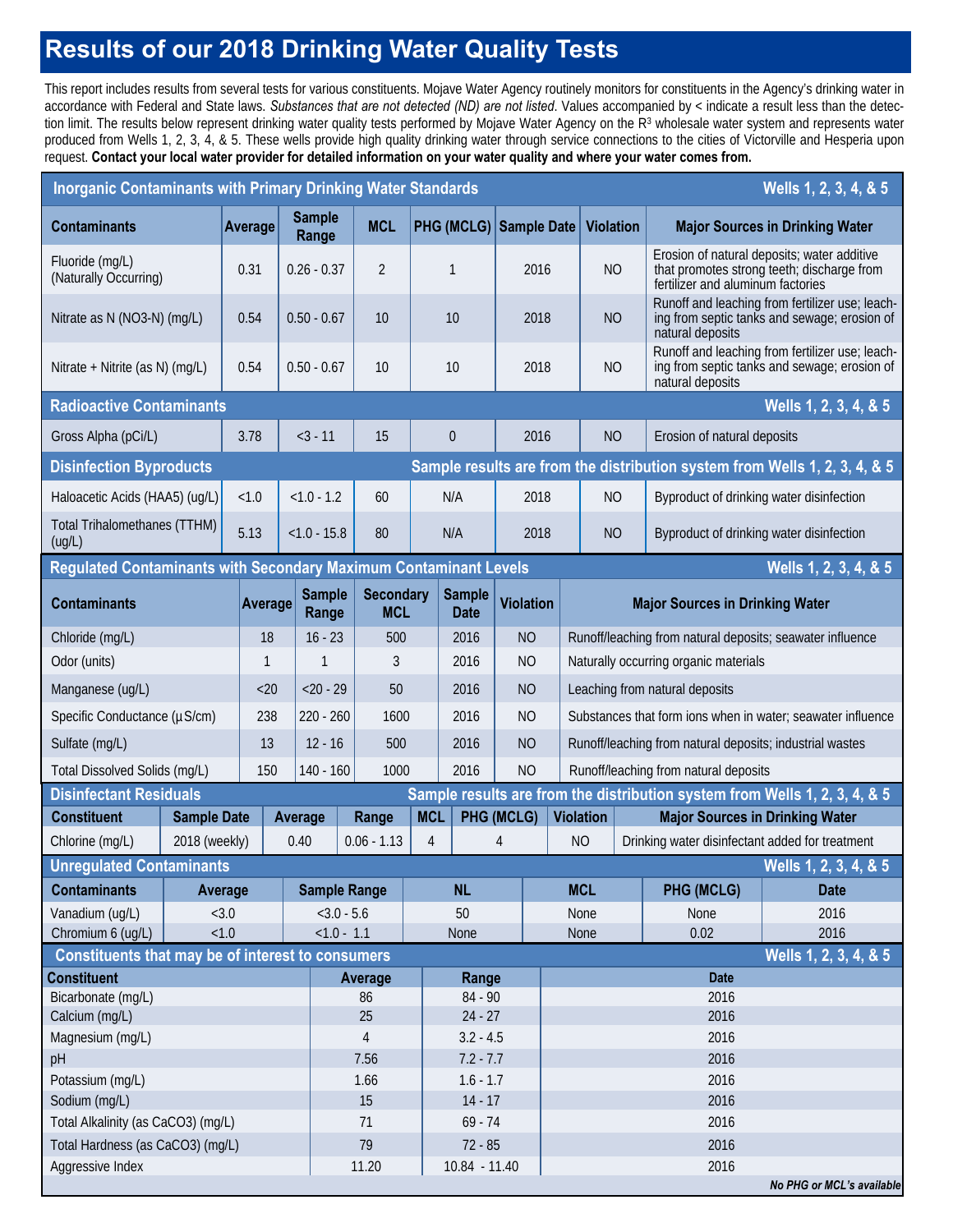# Results of our 2018 Drinking Water Quality Tests

This report includes results from several tests for various constituents. Mojave Water Agency routinely monitors for constituents in the Agency's drinking water in accordance with Federal and State laws. *Substances that are not detected (ND) are not listed*. Values accompanied by < indicate a result less than the detection limit. The results below represent drinking water quality tests performed by Mojave Water Agency on the R³ wholesale water system and represents water produced from Wells 1, 2, 3, 4, & 5. These wells provide high quality drinking water through service connections to the cities of Victorville and Hesperia upon request. **Contact your local water provider for detailed information on your water quality and where your water comes from.**

## Inorganic Contaminants with Primary Drinking Water Standards — Wells 1, 2, 3, 4, & 5

| Contaminants | Average | Sample Range | MCL | PHG (MCLG) | Sample Date | Violation | Major Sources in Drinking Water |
|---|---|---|---|---|---|---|---|
| Fluoride (mg/L) (Naturally Occurring) | 0.31 | 0.26 - 0.37 | 2 | 1 | 2016 | NO | Erosion of natural deposits; water additive that promotes strong teeth; discharge from fertilizer and aluminum factories |
| Nitrate as N (NO3-N) (mg/L) | 0.54 | 0.50 - 0.67 | 10 | 10 | 2018 | NO | Runoff and leaching from fertilizer use; leaching from septic tanks and sewage; erosion of natural deposits |
| Nitrate + Nitrite (as N) (mg/L) | 0.54 | 0.50 - 0.67 | 10 | 10 | 2018 | NO | Runoff and leaching from fertilizer use; leaching from septic tanks and sewage; erosion of natural deposits |
| **Radioactive Contaminants** | | | | | | | **Wells 1, 2, 3, 4, & 5** |
| Gross Alpha (pCi/L) | 3.78 | <3 - 11 | 15 | 0 | 2016 | NO | Erosion of natural deposits |
| **Disinfection Byproducts** | | | | | | | **Sample results are from the distribution system from Wells 1, 2, 3, 4, & 5** |
| Haloacetic Acids (HAA5) (ug/L) | <1.0 | <1.0 - 1.2 | 60 | N/A | 2018 | NO | Byproduct of drinking water disinfection |
| Total Trihalomethanes (TTHM) (ug/L) | 5.13 | <1.0 - 15.8 | 80 | N/A | 2018 | NO | Byproduct of drinking water disinfection |

## Regulated Contaminants with Secondary Maximum Contaminant Levels — Wells 1, 2, 3, 4, & 5

| Contaminants | Average | Sample Range | Secondary MCL | Sample Date | Violation | Major Sources in Drinking Water |
|---|---|---|---|---|---|---|
| Chloride (mg/L) | 18 | 16 - 23 | 500 | 2016 | NO | Runoff/leaching from natural deposits; seawater influence |
| Odor (units) | 1 | 1 | 3 | 2016 | NO | Naturally occurring organic materials |
| Manganese (ug/L) | <20 | <20 - 29 | 50 | 2016 | NO | Leaching from natural deposits |
| Specific Conductance (µS/cm) | 238 | 220 - 260 | 1600 | 2016 | NO | Substances that form ions when in water; seawater influence |
| Sulfate (mg/L) | 13 | 12 - 16 | 500 | 2016 | NO | Runoff/leaching from natural deposits; industrial wastes |
| Total Dissolved Solids (mg/L) | 150 | 140 - 160 | 1000 | 2016 | NO | Runoff/leaching from natural deposits |

## Disinfectant Residuals — Sample results are from the distribution system from Wells 1, 2, 3, 4, & 5

| Constituent | Sample Date | Average | Range | MCL | PHG (MCLG) | Violation | Major Sources in Drinking Water |
|---|---|---|---|---|---|---|---|
| Chlorine (mg/L) | 2018 (weekly) | 0.40 | 0.06 - 1.13 | 4 | 4 | NO | Drinking water disinfectant added for treatment |

## Unregulated Contaminants — Wells 1, 2, 3, 4, & 5

| Contaminants | Average | Sample Range | NL | MCL | PHG (MCLG) | Date |
|---|---|---|---|---|---|---|
| Vanadium (ug/L) | <3.0 | <3.0 - 5.6 | 50 | None | None | 2016 |
| Chromium 6 (ug/L) | <1.0 | <1.0 - 1.1 | None | None | 0.02 | 2016 |

## Constituents that may be of interest to consumers — Wells 1, 2, 3, 4, & 5

| Constituent | Average | Range | Date |
|---|---|---|---|
| Bicarbonate (mg/L) | 86 | 84 - 90 | 2016 |
| Calcium (mg/L) | 25 | 24 - 27 | 2016 |
| Magnesium (mg/L) | 4 | 3.2 - 4.5 | 2016 |
| pH | 7.56 | 7.2 - 7.7 | 2016 |
| Potassium (mg/L) | 1.66 | 1.6 - 1.7 | 2016 |
| Sodium (mg/L) | 15 | 14 - 17 | 2016 |
| Total Alkalinity (as CaCO3) (mg/L) | 71 | 69 - 74 | 2016 |
| Total Hardness (as CaCO3) (mg/L) | 79 | 72 - 85 | 2016 |
| Aggressive Index | 11.20 | 10.84 - 11.40 | 2016 |

***No PHG or MCL's available***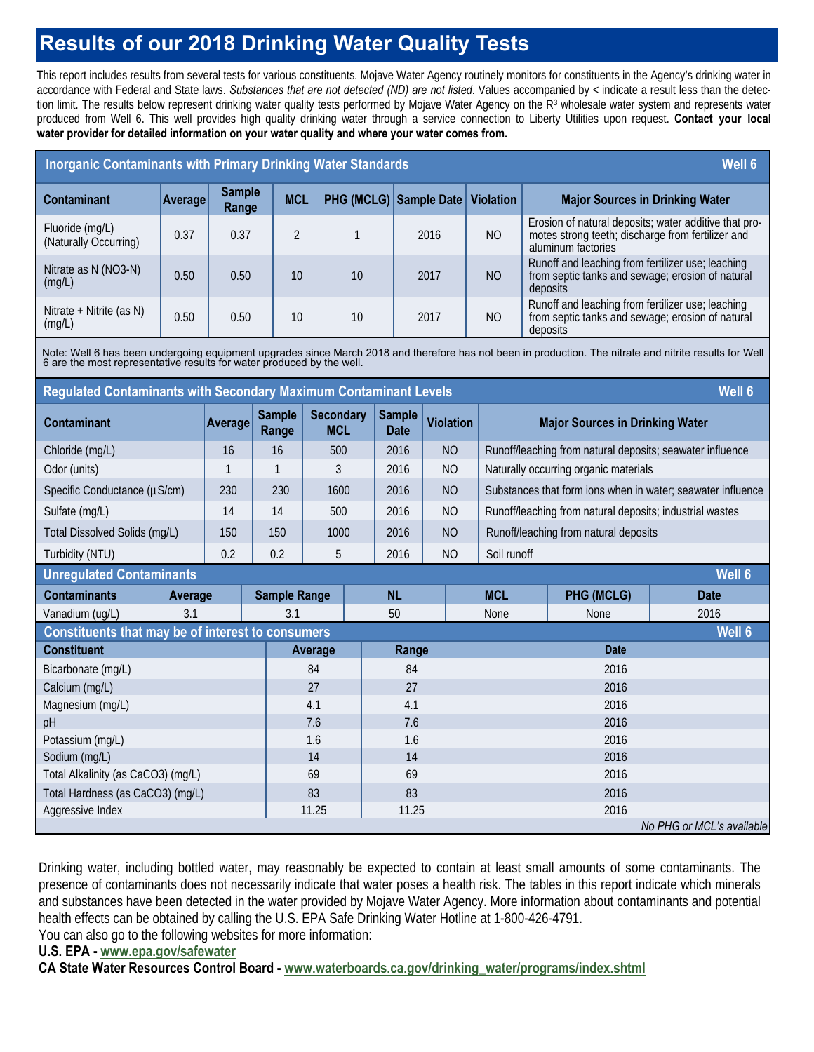# Results of our 2018 Drinking Water Quality Tests

This report includes results from several tests for various constituents. Mojave Water Agency routinely monitors for constituents in the Agency's drinking water in accordance with Federal and State laws. *Substances that are not detected (ND) are not listed*. Values accompanied by < indicate a result less than the detection limit. The results below represent drinking water quality tests performed by Mojave Water Agency on the R³ wholesale water system and represents water produced from Well 6. This well provides high quality drinking water through a service connection to Liberty Utilities upon request. **Contact your local water provider for detailed information on your water quality and where your water comes from.**

## Inorganic Contaminants with Primary Drinking Water Standards — Well 6

| Contaminant | Average | Sample Range | MCL | PHG (MCLG) | Sample Date | Violation | Major Sources in Drinking Water |
|---|---|---|---|---|---|---|---|
| Fluoride (mg/L) (Naturally Occurring) | 0.37 | 0.37 | 2 | 1 | 2016 | NO | Erosion of natural deposits; water additive that promotes strong teeth; discharge from fertilizer and aluminum factories |
| Nitrate as N (NO3-N) (mg/L) | 0.50 | 0.50 | 10 | 10 | 2017 | NO | Runoff and leaching from fertilizer use; leaching from septic tanks and sewage; erosion of natural deposits |
| Nitrate + Nitrite (as N) (mg/L) | 0.50 | 0.50 | 10 | 10 | 2017 | NO | Runoff and leaching from fertilizer use; leaching from septic tanks and sewage; erosion of natural deposits |

Note: Well 6 has been undergoing equipment upgrades since March 2018 and therefore has not been in production. The nitrate and nitrite results for Well 6 are the most representative results for water produced by the well.

## Regulated Contaminants with Secondary Maximum Contaminant Levels — Well 6

| Contaminant | Average | Sample Range | Secondary MCL | Sample Date | Violation | Major Sources in Drinking Water |
|---|---|---|---|---|---|---|
| Chloride (mg/L) | 16 | 16 | 500 | 2016 | NO | Runoff/leaching from natural deposits; seawater influence |
| Odor (units) | 1 | 1 | 3 | 2016 | NO | Naturally occurring organic materials |
| Specific Conductance (µS/cm) | 230 | 230 | 1600 | 2016 | NO | Substances that form ions when in water; seawater influence |
| Sulfate (mg/L) | 14 | 14 | 500 | 2016 | NO | Runoff/leaching from natural deposits; industrial wastes |
| Total Dissolved Solids (mg/L) | 150 | 150 | 1000 | 2016 | NO | Runoff/leaching from natural deposits |
| Turbidity (NTU) | 0.2 | 0.2 | 5 | 2016 | NO | Soil runoff |

## Unregulated Contaminants — Well 6

| Contaminants | Average | Sample Range | NL | MCL | PHG (MCLG) | Date |
|---|---|---|---|---|---|---|
| Vanadium (ug/L) | 3.1 | 3.1 | 50 | None | None | 2016 |

## Constituents that may be of interest to consumers — Well 6

| Constituent | Average | Range | Date |
|---|---|---|---|
| Bicarbonate (mg/L) | 84 | 84 | 2016 |
| Calcium (mg/L) | 27 | 27 | 2016 |
| Magnesium (mg/L) | 4.1 | 4.1 | 2016 |
| pH | 7.6 | 7.6 | 2016 |
| Potassium (mg/L) | 1.6 | 1.6 | 2016 |
| Sodium (mg/L) | 14 | 14 | 2016 |
| Total Alkalinity (as CaCO3) (mg/L) | 69 | 69 | 2016 |
| Total Hardness (as CaCO3) (mg/L) | 83 | 83 | 2016 |
| Aggressive Index | 11.25 | 11.25 | 2016 |

*No PHG or MCL's available*

Drinking water, including bottled water, may reasonably be expected to contain at least small amounts of some contaminants. The presence of contaminants does not necessarily indicate that water poses a health risk. The tables in this report indicate which minerals and substances have been detected in the water provided by Mojave Water Agency. More information about contaminants and potential health effects can be obtained by calling the U.S. EPA Safe Drinking Water Hotline at 1-800-426-4791.

You can also go to the following websites for more information:

**U.S. EPA - www.epa.gov/safewater**

**CA State Water Resources Control Board - www.waterboards.ca.gov/drinking_water/programs/index.shtml**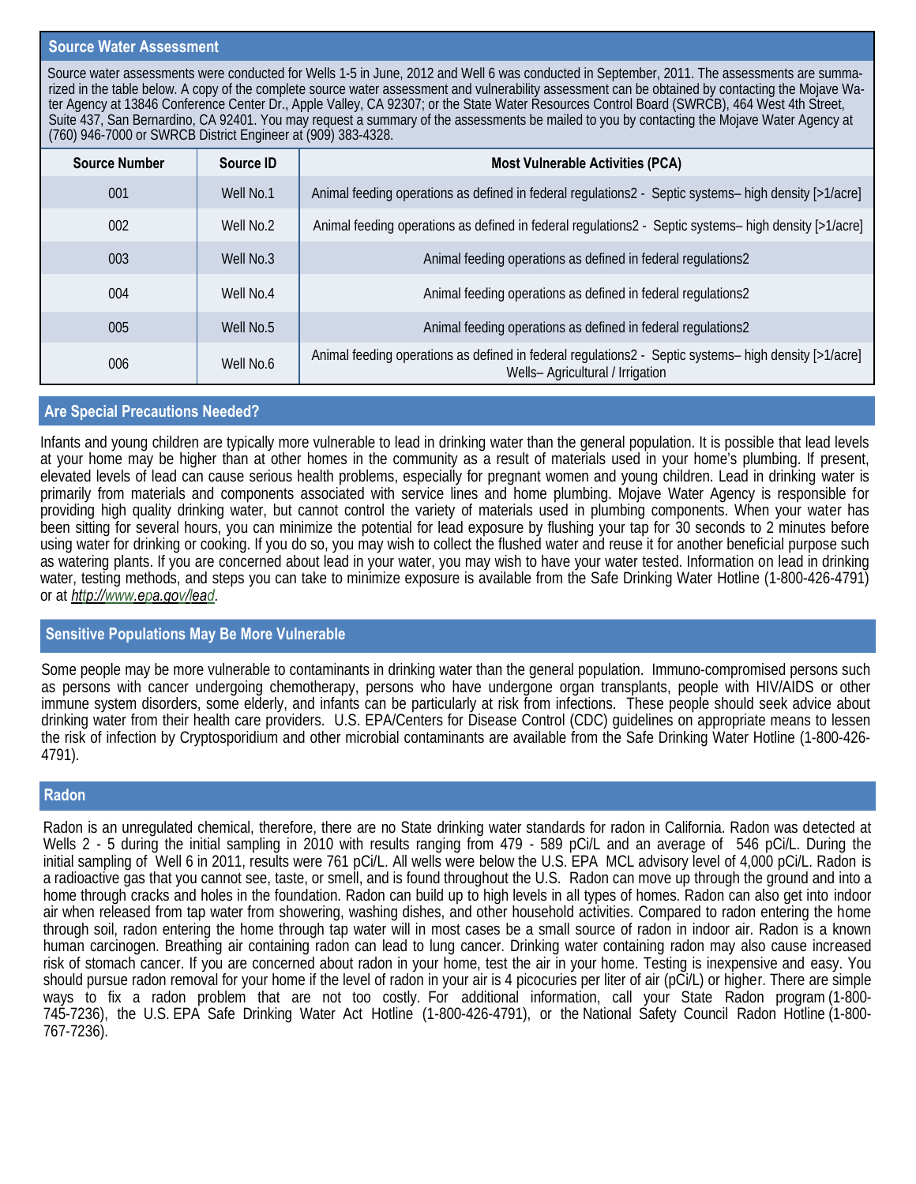## Source Water Assessment

Source water assessments were conducted for Wells 1-5 in June, 2012 and Well 6 was conducted in September, 2011. The assessments are summarized in the table below. A copy of the complete source water assessment and vulnerability assessment can be obtained by contacting the Mojave Water Agency at 13846 Conference Center Dr., Apple Valley, CA 92307; or the State Water Resources Control Board (SWRCB), 464 West 4th Street, Suite 437, San Bernardino, CA 92401. You may request a summary of the assessments be mailed to you by contacting the Mojave Water Agency at (760) 946-7000 or SWRCB District Engineer at (909) 383-4328.

| Source Number | Source ID | Most Vulnerable Activities (PCA) |
|---|---|---|
| 001 | Well No.1 | Animal feeding operations as defined in federal regulations2 - Septic systems– high density [>1/acre] |
| 002 | Well No.2 | Animal feeding operations as defined in federal regulations2 - Septic systems– high density [>1/acre] |
| 003 | Well No.3 | Animal feeding operations as defined in federal regulations2 |
| 004 | Well No.4 | Animal feeding operations as defined in federal regulations2 |
| 005 | Well No.5 | Animal feeding operations as defined in federal regulations2 |
| 006 | Well No.6 | Animal feeding operations as defined in federal regulations2 - Septic systems– high density [>1/acre] Wells– Agricultural / Irrigation |

## Are Special Precautions Needed?

Infants and young children are typically more vulnerable to lead in drinking water than the general population. It is possible that lead levels at your home may be higher than at other homes in the community as a result of materials used in your home's plumbing. If present, elevated levels of lead can cause serious health problems, especially for pregnant women and young children. Lead in drinking water is primarily from materials and components associated with service lines and home plumbing. Mojave Water Agency is responsible for providing high quality drinking water, but cannot control the variety of materials used in plumbing components. When your water has been sitting for several hours, you can minimize the potential for lead exposure by flushing your tap for 30 seconds to 2 minutes before using water for drinking or cooking. If you do so, you may wish to collect the flushed water and reuse it for another beneficial purpose such as watering plants. If you are concerned about lead in your water, you may wish to have your water tested. Information on lead in drinking water, testing methods, and steps you can take to minimize exposure is available from the Safe Drinking Water Hotline (1-800-426-4791) or at *http://www.epa.gov/lead*.

## Sensitive Populations May Be More Vulnerable

Some people may be more vulnerable to contaminants in drinking water than the general population. Immuno-compromised persons such as persons with cancer undergoing chemotherapy, persons who have undergone organ transplants, people with HIV/AIDS or other immune system disorders, some elderly, and infants can be particularly at risk from infections. These people should seek advice about drinking water from their health care providers. U.S. EPA/Centers for Disease Control (CDC) guidelines on appropriate means to lessen the risk of infection by Cryptosporidium and other microbial contaminants are available from the Safe Drinking Water Hotline (1-800-426-4791).

## Radon

Radon is an unregulated chemical, therefore, there are no State drinking water standards for radon in California. Radon was detected at Wells 2 - 5 during the initial sampling in 2010 with results ranging from 479 - 589 pCi/L and an average of 546 pCi/L. During the initial sampling of Well 6 in 2011, results were 761 pCi/L. All wells were below the U.S. EPA MCL advisory level of 4,000 pCi/L. Radon is a radioactive gas that you cannot see, taste, or smell, and is found throughout the U.S. Radon can move up through the ground and into a home through cracks and holes in the foundation. Radon can build up to high levels in all types of homes. Radon can also get into indoor air when released from tap water from showering, washing dishes, and other household activities. Compared to radon entering the home through soil, radon entering the home through tap water will in most cases be a small source of radon in indoor air. Radon is a known human carcinogen. Breathing air containing radon can lead to lung cancer. Drinking water containing radon may also cause increased risk of stomach cancer. If you are concerned about radon in your home, test the air in your home. Testing is inexpensive and easy. You should pursue radon removal for your home if the level of radon in your air is 4 picocuries per liter of air (pCi/L) or higher. There are simple ways to fix a radon problem that are not too costly. For additional information, call your State Radon program (1-800-745-7236), the U.S. EPA Safe Drinking Water Act Hotline (1-800-426-4791), or the National Safety Council Radon Hotline (1-800-767-7236).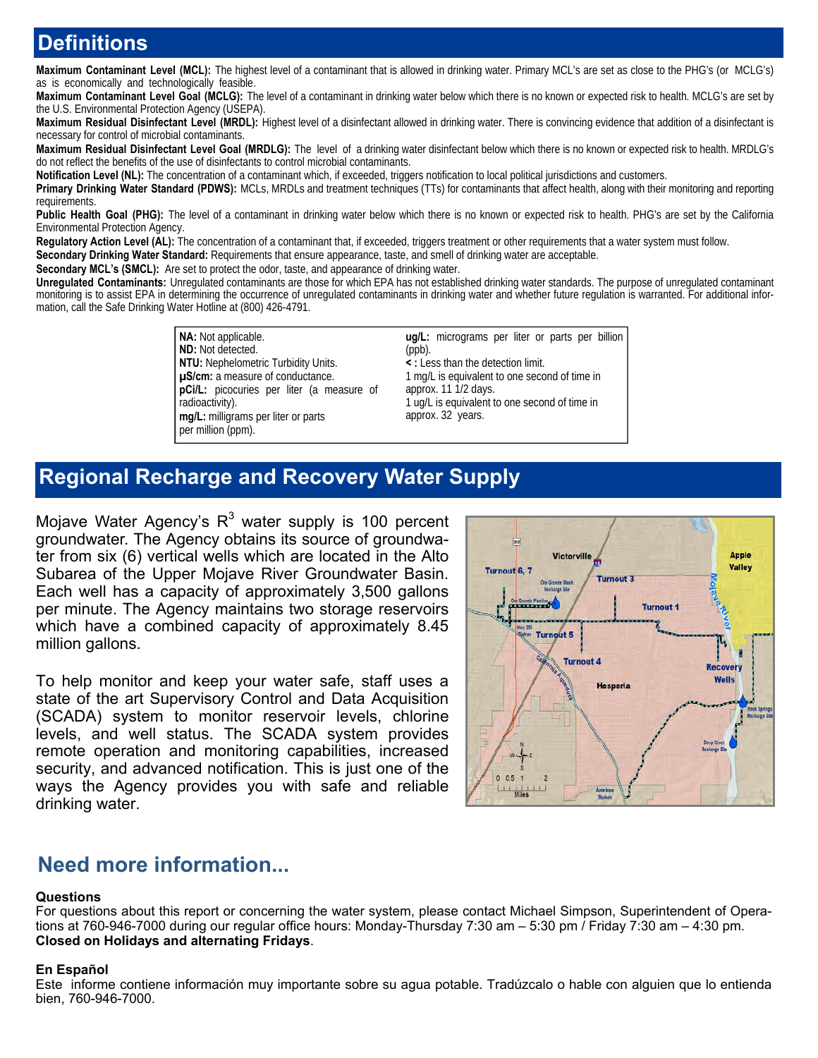## Definitions

**Maximum Contaminant Level (MCL):** The highest level of a contaminant that is allowed in drinking water. Primary MCL's are set as close to the PHG's (or MCLG's) as is economically and technologically feasible.

**Maximum Contaminant Level Goal (MCLG):** The level of a contaminant in drinking water below which there is no known or expected risk to health. MCLG's are set by the U.S. Environmental Protection Agency (USEPA).

**Maximum Residual Disinfectant Level (MRDL):** Highest level of a disinfectant allowed in drinking water. There is convincing evidence that addition of a disinfectant is necessary for control of microbial contaminants.

**Maximum Residual Disinfectant Level Goal (MRDLG):** The level of a drinking water disinfectant below which there is no known or expected risk to health. MRDLG's do not reflect the benefits of the use of disinfectants to control microbial contaminants.

**Notification Level (NL):** The concentration of a contaminant which, if exceeded, triggers notification to local political jurisdictions and customers.

**Primary Drinking Water Standard (PDWS):** MCLs, MRDLs and treatment techniques (TTs) for contaminants that affect health, along with their monitoring and reporting requirements.

**Public Health Goal (PHG):** The level of a contaminant in drinking water below which there is no known or expected risk to health. PHG's are set by the California Environmental Protection Agency.

**Regulatory Action Level (AL):** The concentration of a contaminant that, if exceeded, triggers treatment or other requirements that a water system must follow.

**Secondary Drinking Water Standard:** Requirements that ensure appearance, taste, and smell of drinking water are acceptable.

**Secondary MCL's (SMCL):** Are set to protect the odor, taste, and appearance of drinking water.

**Unregulated Contaminants:** Unregulated contaminants are those for which EPA has not established drinking water standards. The purpose of unregulated contaminant monitoring is to assist EPA in determining the occurrence of unregulated contaminants in drinking water and whether future regulation is warranted. For additional information, call the Safe Drinking Water Hotline at (800) 426-4791.

**NA:** Not applicable.
**ND:** Not detected.
**NTU:** Nephelometric Turbidity Units.
**µS/cm:** a measure of conductance.
**pCi/L:** picocuries per liter (a measure of radioactivity).
**mg/L:** milligrams per liter or parts per million (ppm).
**ug/L:** micrograms per liter or parts per billion (ppb).
**< :** Less than the detection limit.
1 mg/L is equivalent to one second of time in approx. 11 1/2 days.
1 ug/L is equivalent to one second of time in approx. 32 years.

## Regional Recharge and Recovery Water Supply

Mojave Water Agency's $R^3$ water supply is 100 percent groundwater. The Agency obtains its source of groundwater from six (6) vertical wells which are located in the Alto Subarea of the Upper Mojave River Groundwater Basin. Each well has a capacity of approximately 3,500 gallons per minute. The Agency maintains two storage reservoirs which have a combined capacity of approximately 8.45 million gallons.

To help monitor and keep your water safe, staff uses a state of the art Supervisory Control and Data Acquisition (SCADA) system to monitor reservoir levels, chlorine levels, and well status. The SCADA system provides remote operation and monitoring capabilities, increased security, and advanced notification. This is just one of the ways the Agency provides you with safe and reliable drinking water.

Victorville
Apple Valley
Turnout 6, 7
Oro Grande Wash Recharge Site
Turnout 3
Oro Grande Pipeline
Turnout 1
Mojave River
Hwy 395 Siphon
Turnout 5
Turnout 4
California Aqueduct
Hesperia
Recovery Wells
Rock Springs Recharge Site
Deep Creek Recharge Site
Antelope Siphon
0 0.5 1 2
Miles

## Need more information...

**Questions**

For questions about this report or concerning the water system, please contact Michael Simpson, Superintendent of Operations at 760-946-7000 during our regular office hours: Monday-Thursday 7:30 am – 5:30 pm / Friday 7:30 am – 4:30 pm. **Closed on Holidays and alternating Fridays**.

**En Español**

Este informe contiene información muy importante sobre su agua potable. Tradúzcalo o hable con alguien que lo entienda bien, 760-946-7000.